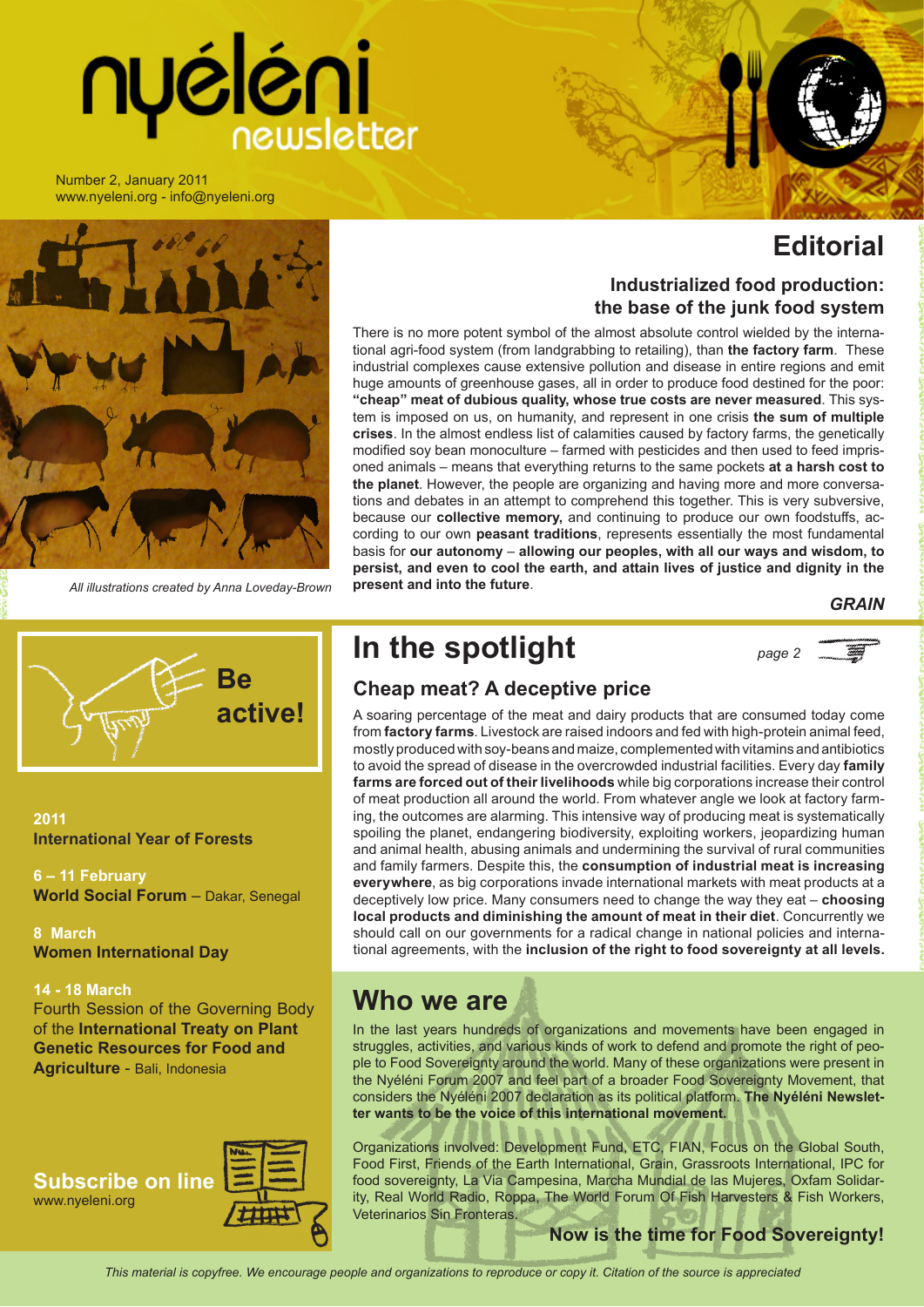# nyéléni newsletter

Number 2, January 2011
www.nyeleni.org - info@nyeleni.org

*All illustrations created by Anna Loveday-Brown*

## Editorial

### Industrialized food production: the base of the junk food system

There is no more potent symbol of the almost absolute control wielded by the international agri-food system (from landgrabbing to retailing), than **the factory farm**. These industrial complexes cause extensive pollution and disease in entire regions and emit huge amounts of greenhouse gases, all in order to produce food destined for the poor: **"cheap" meat of dubious quality, whose true costs are never measured**. This system is imposed on us, on humanity, and represent in one crisis **the sum of multiple crises**. In the almost endless list of calamities caused by factory farms, the genetically modified soy bean monoculture – farmed with pesticides and then used to feed imprisoned animals – means that everything returns to the same pockets **at a harsh cost to the planet**. However, the people are organizing and having more and more conversations and debates in an attempt to comprehend this together. This is very subversive, because our **collective memory,** and continuing to produce our own foodstuffs, according to our own **peasant traditions**, represents essentially the most fundamental basis for **our autonomy** – **allowing our peoples, with all our ways and wisdom, to persist, and even to cool the earth, and attain lives of justice and dignity in the present and into the future**.

***GRAIN***

## In the spotlight

page 2

### Cheap meat? A deceptive price

A soaring percentage of the meat and dairy products that are consumed today come from **factory farms**. Livestock are raised indoors and fed with high-protein animal feed, mostly produced with soy-beans and maize, complemented with vitamins and antibiotics to avoid the spread of disease in the overcrowded industrial facilities. Every day **family farms are forced out of their livelihoods** while big corporations increase their control of meat production all around the world. From whatever angle we look at factory farming, the outcomes are alarming. This intensive way of producing meat is systematically spoiling the planet, endangering biodiversity, exploiting workers, jeopardizing human and animal health, abusing animals and undermining the survival of rural communities and family farmers. Despite this, the **consumption of industrial meat is increasing everywhere**, as big corporations invade international markets with meat products at a deceptively low price. Many consumers need to change the way they eat – **choosing local products and diminishing the amount of meat in their diet**. Concurrently we should call on our governments for a radical change in national policies and international agreements, with the **inclusion of the right to food sovereignty at all levels.**

## Be active!

**2011**
**International Year of Forests**

**6 – 11 February**
**World Social Forum** – Dakar, Senegal

**8 March**
**Women International Day**

**14 - 18 March**
Fourth Session of the Governing Body of the **International Treaty on Plant Genetic Resources for Food and Agriculture** - Bali, Indonesia

**Subscribe on line**
www.nyeleni.org

## Who we are

In the last years hundreds of organizations and movements have been engaged in struggles, activities, and various kinds of work to defend and promote the right of people to Food Sovereignty around the world. Many of these organizations were present in the Nyéléni Forum 2007 and feel part of a broader Food Sovereignty Movement, that considers the Nyéléni 2007 declaration as its political platform. **The Nyéléni Newsletter wants to be the voice of this international movement.**

Organizations involved: Development Fund, ETC, FIAN, Focus on the Global South, Food First, Friends of the Earth International, Grain, Grassroots International, IPC for food sovereignty, La Via Campesina, Marcha Mundial de las Mujeres, Oxfam Solidarity, Real World Radio, Roppa, The World Forum Of Fish Harvesters & Fish Workers, Veterinarios Sin Fronteras.

**Now is the time for Food Sovereignty!**

*This material is copyfree. We encourage people and organizations to reproduce or copy it. Citation of the source is appreciated*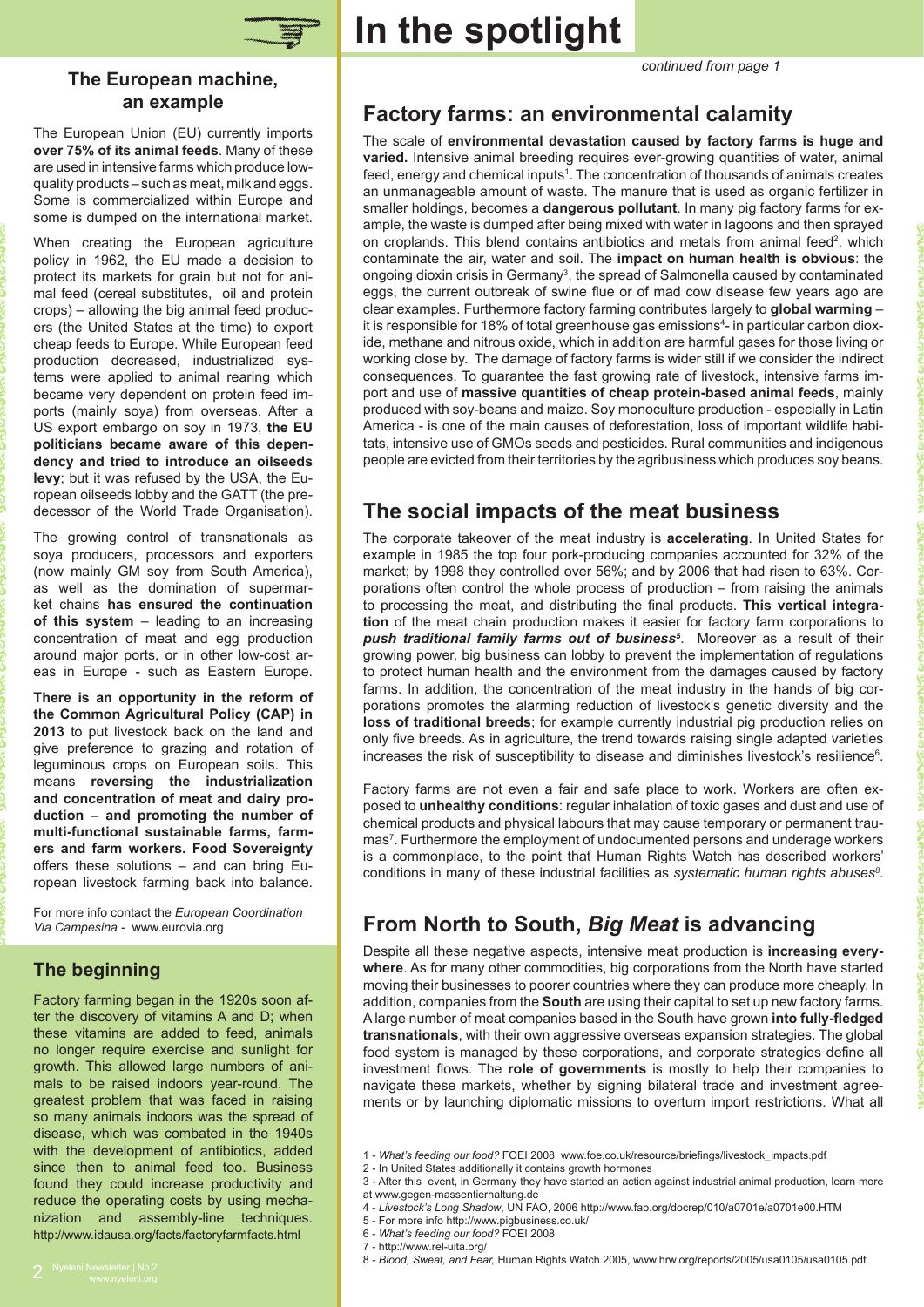# In the spotlight

*continued from page 1*

## The European machine, an example

The European Union (EU) currently imports **over 75% of its animal feeds**. Many of these are used in intensive farms which produce low-quality products – such as meat, milk and eggs. Some is commercialized within Europe and some is dumped on the international market.

When creating the European agriculture policy in 1962, the EU made a decision to protect its markets for grain but not for animal feed (cereal substitutes, oil and protein crops) – allowing the big animal feed producers (the United States at the time) to export cheap feeds to Europe. While European feed production decreased, industrialized systems were applied to animal rearing which became very dependent on protein feed imports (mainly soya) from overseas. After a US export embargo on soy in 1973, **the EU politicians became aware of this dependency and tried to introduce an oilseeds levy**; but it was refused by the USA, the European oilseeds lobby and the GATT (the predecessor of the World Trade Organisation).

The growing control of transnationals as soya producers, processors and exporters (now mainly GM soy from South America), as well as the domination of supermarket chains **has ensured the continuation of this system** – leading to an increasing concentration of meat and egg production around major ports, or in other low-cost areas in Europe - such as Eastern Europe.

**There is an opportunity in the reform of the Common Agricultural Policy (CAP) in 2013** to put livestock back on the land and give preference to grazing and rotation of leguminous crops on European soils. This means **reversing the industrialization and concentration of meat and dairy production – and promoting the number of multi-functional sustainable farms, farmers and farm workers. Food Sovereignty** offers these solutions – and can bring European livestock farming back into balance.

For more info contact the *European Coordination Via Campesina* - www.eurovia.org

## The beginning

Factory farming began in the 1920s soon after the discovery of vitamins A and D; when these vitamins are added to feed, animals no longer require exercise and sunlight for growth. This allowed large numbers of animals to be raised indoors year-round. The greatest problem that was faced in raising so many animals indoors was the spread of disease, which was combated in the 1940s with the development of antibiotics, added since then to animal feed too. Business found they could increase productivity and reduce the operating costs by using mechanization and assembly-line techniques. http://www.idausa.org/facts/factoryfarmfacts.html

## Factory farms: an environmental calamity

The scale of **environmental devastation caused by factory farms is huge and varied.** Intensive animal breeding requires ever-growing quantities of water, animal feed, energy and chemical inputs[1]. The concentration of thousands of animals creates an unmanageable amount of waste. The manure that is used as organic fertilizer in smaller holdings, becomes a **dangerous pollutant**. In many pig factory farms for example, the waste is dumped after being mixed with water in lagoons and then sprayed on croplands. This blend contains antibiotics and metals from animal feed[2], which contaminate the air, water and soil. The **impact on human health is obvious**: the ongoing dioxin crisis in Germany[3], the spread of Salmonella caused by contaminated eggs, the current outbreak of swine flue or of mad cow disease few years ago are clear examples. Furthermore factory farming contributes largely to **global warming** – it is responsible for 18% of total greenhouse gas emissions[4]- in particular carbon dioxide, methane and nitrous oxide, which in addition are harmful gases for those living or working close by. The damage of factory farms is wider still if we consider the indirect consequences. To guarantee the fast growing rate of livestock, intensive farms import and use of **massive quantities of cheap protein-based animal feeds**, mainly produced with soy-beans and maize. Soy monoculture production - especially in Latin America - is one of the main causes of deforestation, loss of important wildlife habitats, intensive use of GMOs seeds and pesticides. Rural communities and indigenous people are evicted from their territories by the agribusiness which produces soy beans.

## The social impacts of the meat business

The corporate takeover of the meat industry is **accelerating**. In United States for example in 1985 the top four pork-producing companies accounted for 32% of the market; by 1998 they controlled over 56%; and by 2006 that had risen to 63%. Corporations often control the whole process of production – from raising the animals to processing the meat, and distributing the final products. **This vertical integration** of the meat chain production makes it easier for factory farm corporations to ***push traditional family farms out of business[5]***. Moreover as a result of their growing power, big business can lobby to prevent the implementation of regulations to protect human health and the environment from the damages caused by factory farms. In addition, the concentration of the meat industry in the hands of big corporations promotes the alarming reduction of livestock's genetic diversity and the **loss of traditional breeds**; for example currently industrial pig production relies on only five breeds. As in agriculture, the trend towards raising single adapted varieties increases the risk of susceptibility to disease and diminishes livestock's resilience[6].

Factory farms are not even a fair and safe place to work. Workers are often exposed to **unhealthy conditions**: regular inhalation of toxic gases and dust and use of chemical products and physical labours that may cause temporary or permanent traumas[7]. Furthermore the employment of undocumented persons and underage workers is a commonplace, to the point that Human Rights Watch has described workers' conditions in many of these industrial facilities as *systematic human rights abuses[8]*.

## From North to South, *Big Meat* is advancing

Despite all these negative aspects, intensive meat production is **increasing everywhere**. As for many other commodities, big corporations from the North have started moving their businesses to poorer countries where they can produce more cheaply. In addition, companies from the **South** are using their capital to set up new factory farms. A large number of meat companies based in the South have grown **into fully-fledged transnationals**, with their own aggressive overseas expansion strategies. The global food system is managed by these corporations, and corporate strategies define all investment flows. The **role of governments** is mostly to help their companies to navigate these markets, whether by signing bilateral trade and investment agreements or by launching diplomatic missions to overturn import restrictions. What all

1 - *What's feeding our food?* FOEI 2008 www.foe.co.uk/resource/briefings/livestock_impacts.pdf
2 - In United States additionally it contains growth hormones
3 - After this event, in Germany they have started an action against industrial animal production, learn more at www.gegen-massentierhaltung.de
4 - *Livestock's Long Shadow*, UN FAO, 2006 http://www.fao.org/docrep/010/a0701e/a0701e00.HTM
5 - For more info http://www.pigbusiness.co.uk/
6 - *What's feeding our food?* FOEI 2008
7 - http://www.rel-uita.org/
8 - *Blood, Sweat, and Fear,* Human Rights Watch 2005, www.hrw.org/reports/2005/usa0105/usa0105.pdf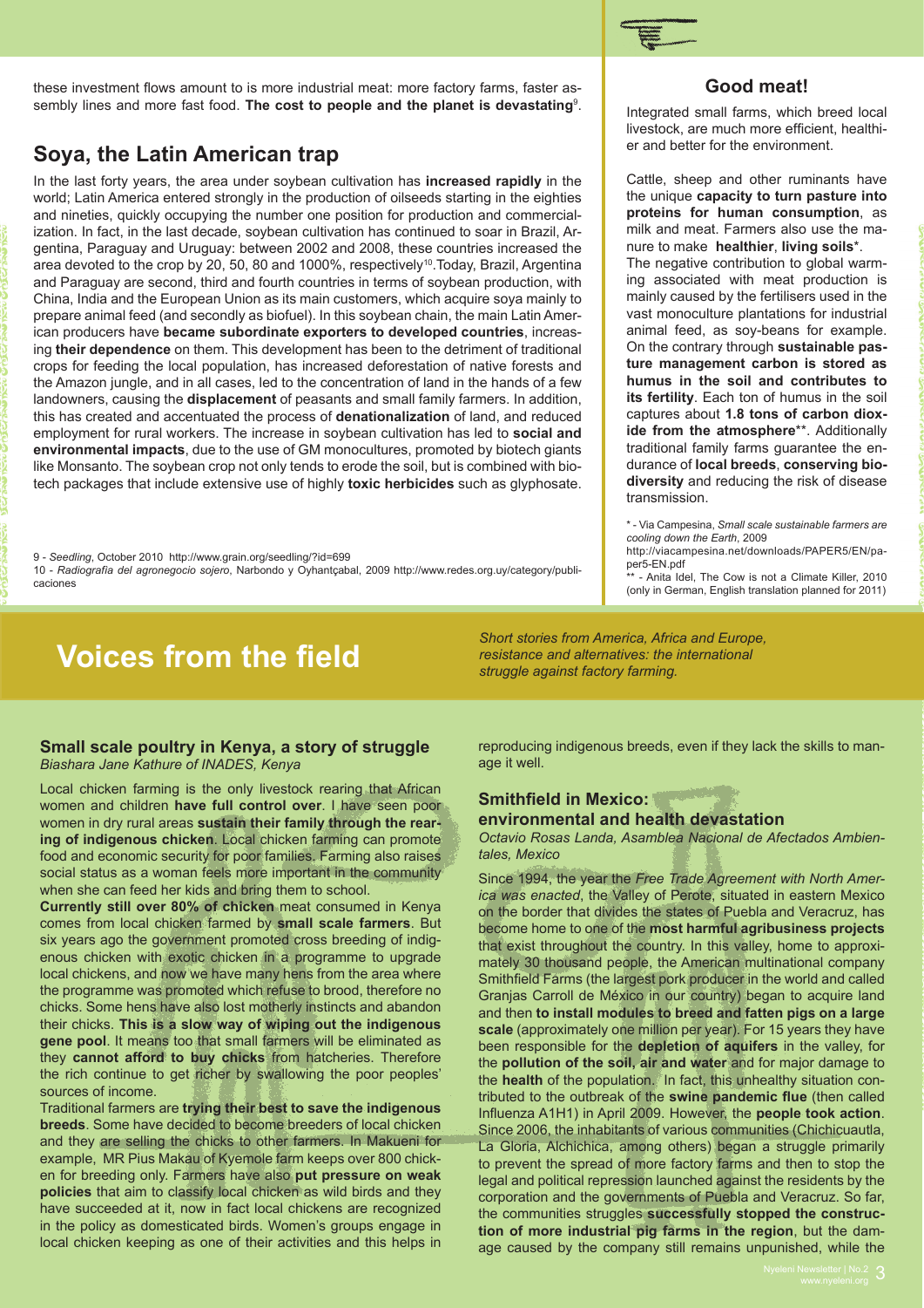these investment flows amount to is more industrial meat: more factory farms, faster assembly lines and more fast food. **The cost to people and the planet is devastating**[9].

## Soya, the Latin American trap

In the last forty years, the area under soybean cultivation has **increased rapidly** in the world; Latin America entered strongly in the production of oilseeds starting in the eighties and nineties, quickly occupying the number one position for production and commercialization. In fact, in the last decade, soybean cultivation has continued to soar in Brazil, Argentina, Paraguay and Uruguay: between 2002 and 2008, these countries increased the area devoted to the crop by 20, 50, 80 and 1000%, respectively[10].Today, Brazil, Argentina and Paraguay are second, third and fourth countries in terms of soybean production, with China, India and the European Union as its main customers, which acquire soya mainly to prepare animal feed (and secondly as biofuel). In this soybean chain, the main Latin American producers have **became subordinate exporters to developed countries**, increasing **their dependence** on them. This development has been to the detriment of traditional crops for feeding the local population, has increased deforestation of native forests and the Amazon jungle, and in all cases, led to the concentration of land in the hands of a few landowners, causing the **displacement** of peasants and small family farmers. In addition, this has created and accentuated the process of **denationalization** of land, and reduced employment for rural workers. The increase in soybean cultivation has led to **social and environmental impacts**, due to the use of GM monocultures, promoted by biotech giants like Monsanto. The soybean crop not only tends to erode the soil, but is combined with biotech packages that include extensive use of highly **toxic herbicides** such as glyphosate.

9 - *Seedling*, October 2010 http://www.grain.org/seedling/?id=699
10 - *Radiografía del agronegocio sojero*, Narbondo y Oyhantçabal, 2009 http://www.redes.org.uy/category/publicaciones

### Good meat!

Integrated small farms, which breed local livestock, are much more efficient, healthier and better for the environment.

Cattle, sheep and other ruminants have the unique **capacity to turn pasture into proteins for human consumption**, as milk and meat. Farmers also use the manure to make **healthier**, **living soils***.
The negative contribution to global warming associated with meat production is mainly caused by the fertilisers used in the vast monoculture plantations for industrial animal feed, as soy-beans for example. On the contrary through **sustainable pasture management carbon is stored as humus in the soil and contributes to its fertility**. Each ton of humus in the soil captures about **1.8 tons of carbon dioxide from the atmosphere****. Additionally traditional family farms guarantee the endurance of **local breeds**, **conserving biodiversity** and reducing the risk of disease transmission.

* - Via Campesina, *Small scale sustainable farmers are cooling down the Earth*, 2009
http://viacampesina.net/downloads/PAPER5/EN/paper5-EN.pdf
** - Anita Idel, The Cow is not a Climate Killer, 2010 (only in German, English translation planned for 2011)

# Voices from the field

*Short stories from America, Africa and Europe, resistance and alternatives: the international struggle against factory farming.*

### Small scale poultry in Kenya, a story of struggle

*Biashara Jane Kathure of INADES, Kenya*

Local chicken farming is the only livestock rearing that African women and children **have full control over**. I have seen poor women in dry rural areas **sustain their family through the rearing of indigenous chicken**. Local chicken farming can promote food and economic security for poor families. Farming also raises social status as a woman feels more important in the community when she can feed her kids and bring them to school.
**Currently still over 80% of chicken** meat consumed in Kenya comes from local chicken farmed by **small scale farmers**. But six years ago the government promoted cross breeding of indigenous chicken with exotic chicken in a programme to upgrade local chickens, and now we have many hens from the area where the programme was promoted which refuse to brood, therefore no chicks. Some hens have also lost motherly instincts and abandon their chicks. **This is a slow way of wiping out the indigenous gene pool**. It means too that small farmers will be eliminated as they **cannot afford to buy chicks** from hatcheries. Therefore the rich continue to get richer by swallowing the poor peoples' sources of income.
Traditional farmers are **trying their best to save the indigenous breeds**. Some have decided to become breeders of local chicken and they are selling the chicks to other farmers. In Makueni for example, MR Pius Makau of Kyemole farm keeps over 800 chicken for breeding only. Farmers have also **put pressure on weak policies** that aim to classify local chicken as wild birds and they have succeeded at it, now in fact local chickens are recognized in the policy as domesticated birds. Women's groups engage in local chicken keeping as one of their activities and this helps in reproducing indigenous breeds, even if they lack the skills to manage it well.

### Smithfield in Mexico: environmental and health devastation

*Octavio Rosas Landa, Asamblea Nacional de Afectados Ambientales, Mexico*

Since 1994, the year the *Free Trade Agreement with North America was enacted*, the Valley of Perote, situated in eastern Mexico on the border that divides the states of Puebla and Veracruz, has become home to one of the **most harmful agribusiness projects** that exist throughout the country. In this valley, home to approximately 30 thousand people, the American multinational company Smithfield Farms (the largest pork producer in the world and called Granjas Carroll de México in our country) began to acquire land and then **to install modules to breed and fatten pigs on a large scale** (approximately one million per year). For 15 years they have been responsible for the **depletion of aquifers** in the valley, for the **pollution of the soil, air and water** and for major damage to the **health** of the population. In fact, this unhealthy situation contributed to the outbreak of the **swine pandemic flue** (then called Influenza A1H1) in April 2009. However, the **people took action**. Since 2006, the inhabitants of various communities (Chichicuautla, La Gloria, Alchichica, among others) began a struggle primarily to prevent the spread of more factory farms and then to stop the legal and political repression launched against the residents by the corporation and the governments of Puebla and Veracruz. So far, the communities struggles **successfully stopped the construction of more industrial pig farms in the region**, but the damage caused by the company still remains unpunished, while the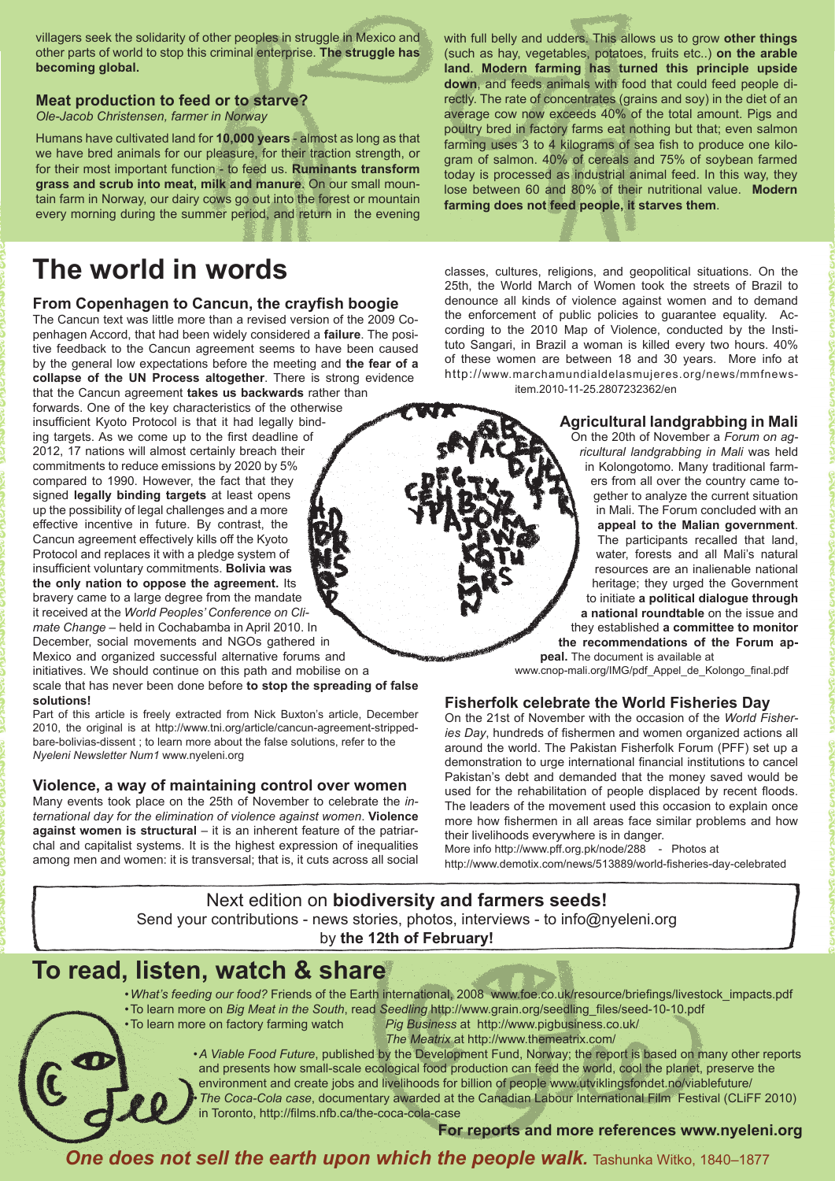villagers seek the solidarity of other peoples in struggle in Mexico and other parts of world to stop this criminal enterprise. **The struggle has becoming global.**

### Meat production to feed or to starve?

*Ole-Jacob Christensen, farmer in Norway*

Humans have cultivated land for **10,000 years** - almost as long as that we have bred animals for our pleasure, for their traction strength, or for their most important function - to feed us. **Ruminants transform grass and scrub into meat, milk and manure**. On our small mountain farm in Norway, our dairy cows go out into the forest or mountain every morning during the summer period, and return in the evening with full belly and udders. This allows us to grow **other things** (such as hay, vegetables, potatoes, fruits etc..) **on the arable land**. **Modern farming has turned this principle upside down**, and feeds animals with food that could feed people directly. The rate of concentrates (grains and soy) in the diet of an average cow now exceeds 40% of the total amount. Pigs and poultry bred in factory farms eat nothing but that; even salmon farming uses 3 to 4 kilograms of sea fish to produce one kilogram of salmon. 40% of cereals and 75% of soybean farmed today is processed as industrial animal feed. In this way, they lose between 60 and 80% of their nutritional value. **Modern farming does not feed people, it starves them**.

# The world in words

### From Copenhagen to Cancun, the crayfish boogie

The Cancun text was little more than a revised version of the 2009 Copenhagen Accord, that had been widely considered a **failure**. The positive feedback to the Cancun agreement seems to have been caused by the general low expectations before the meeting and **the fear of a collapse of the UN Process altogether**. There is strong evidence that the Cancun agreement **takes us backwards** rather than forwards. One of the key characteristics of the otherwise insufficient Kyoto Protocol is that it had legally binding targets. As we come up to the first deadline of 2012, 17 nations will almost certainly breach their commitments to reduce emissions by 2020 by 5% compared to 1990. However, the fact that they signed **legally binding targets** at least opens up the possibility of legal challenges and a more effective incentive in future. By contrast, the Cancun agreement effectively kills off the Kyoto Protocol and replaces it with a pledge system of insufficient voluntary commitments. **Bolivia was the only nation to oppose the agreement.** Its bravery came to a large degree from the mandate it received at the *World Peoples' Conference on Climate Change* – held in Cochabamba in April 2010. In December, social movements and NGOs gathered in Mexico and organized successful alternative forums and initiatives. We should continue on this path and mobilise on a scale that has never been done before **to stop the spreading of false solutions!**

Part of this article is freely extracted from Nick Buxton's article, December 2010, the original is at http://www.tni.org/article/cancun-agreement-stripped-bare-bolivias-dissent ; to learn more about the false solutions, refer to the *Nyeleni Newsletter Num1* www.nyeleni.org

### Violence, a way of maintaining control over women

Many events took place on the 25th of November to celebrate the *international day for the elimination of violence against women*. **Violence against women is structural** – it is an inherent feature of the patriarchal and capitalist systems. It is the highest expression of inequalities among men and women: it is transversal; that is, it cuts across all social classes, cultures, religions, and geopolitical situations. On the 25th, the World March of Women took the streets of Brazil to denounce all kinds of violence against women and to demand the enforcement of public policies to guarantee equality. According to the 2010 Map of Violence, conducted by the Instituto Sangari, in Brazil a woman is killed every two hours. 40% of these women are between 18 and 30 years. More info at http://www.marchamundialdelasmujeres.org/news/mmfnews-item.2010-11-25.2807232362/en

### Agricultural landgrabbing in Mali

On the 20th of November a *Forum on agricultural landgrabbing in Mali* was held in Kolongotomo. Many traditional farmers from all over the country came together to analyze the current situation in Mali. The Forum concluded with an **appeal to the Malian government**. The participants recalled that land, water, forests and all Mali's natural resources are an inalienable national heritage; they urged the Government to initiate **a political dialogue through a national roundtable** on the issue and they established **a committee to monitor the recommendations of the Forum appeal.** The document is available at www.cnop-mali.org/IMG/pdf_Appel_de_Kolongo_final.pdf

### Fisherfolk celebrate the World Fisheries Day

On the 21st of November with the occasion of the *World Fisheries Day*, hundreds of fishermen and women organized actions all around the world. The Pakistan Fisherfolk Forum (PFF) set up a demonstration to urge international financial institutions to cancel Pakistan's debt and demanded that the money saved would be used for the rehabilitation of people displaced by recent floods. The leaders of the movement used this occasion to explain once more how fishermen in all areas face similar problems and how their livelihoods everywhere is in danger.

More info http://www.pff.org.pk/node/288 - Photos at http://www.demotix.com/news/513889/world-fisheries-day-celebrated

Next edition on **biodiversity and farmers seeds!**
Send your contributions - news stories, photos, interviews - to info@nyeleni.org by **the 12th of February!**

# To read, listen, watch & share

- *What's feeding our food?* Friends of the Earth international, 2008 www.foe.co.uk/resource/briefings/livestock_impacts.pdf
- To learn more on *Big Meat in the South*, read *Seedling* http://www.grain.org/seedling_files/seed-10-10.pdf
- To learn more on factory farming watch *Pig Business* at http://www.pigbusiness.co.uk/ *The Meatrix* at http://www.themeatrix.com/
- *A Viable Food Future*, published by the Development Fund, Norway; the report is based on many other reports and presents how small-scale ecological food production can feed the world, cool the planet, preserve the environment and create jobs and livelihoods for billion of people www.utviklingsfondet.no/viablefuture/
- *The Coca-Cola case*, documentary awarded at the Canadian Labour International Film Festival (CLiFF 2010) in Toronto, http://films.nfb.ca/the-coca-cola-case

**For reports and more references www.nyeleni.org**

***One does not sell the earth upon which the people walk.*** Tashunka Witko, 1840–1877